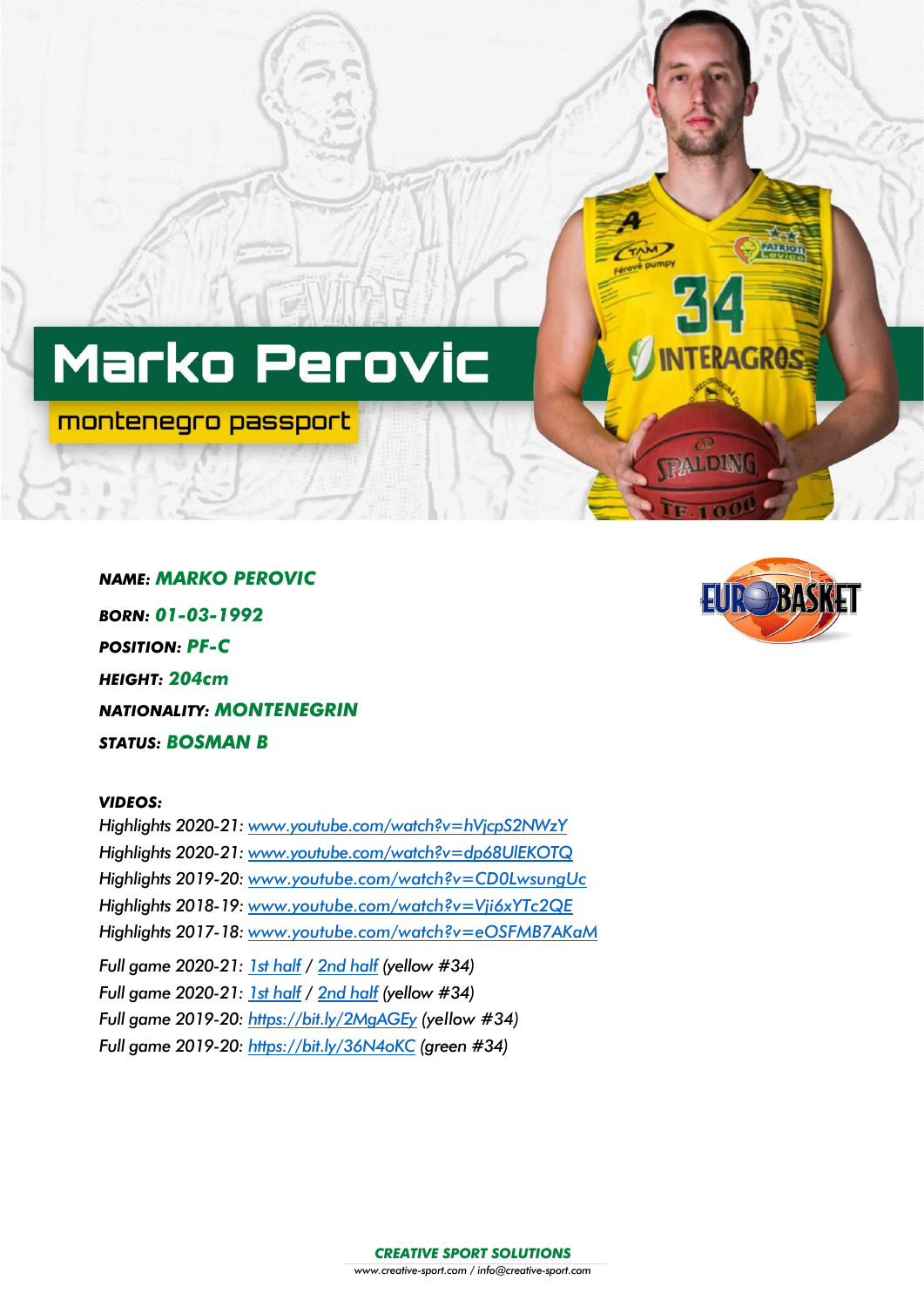# Marko Perovic

montenegro passport

***NAME:*** ***MARKO PEROVIC***

***BORN:*** ***01-03-1992***

***POSITION:*** ***PF-C***

***HEIGHT:*** ***204cm***

***NATIONALITY:*** ***MONTENEGRIN***

***STATUS:*** ***BOSMAN B***

***VIDEOS:***

*Highlights 2020-21: www.youtube.com/watch?v=hVjcpS2NWzY*
*Highlights 2020-21: www.youtube.com/watch?v=dp68UlEKOTQ*
*Highlights 2019-20: www.youtube.com/watch?v=CD0LwsungUc*
*Highlights 2018-19: www.youtube.com/watch?v=Vji6xYTc2QE*
*Highlights 2017-18: www.youtube.com/watch?v=eOSFMB7AKaM*

*Full game 2020-21: 1st half / 2nd half (yellow #34)*
*Full game 2020-21: 1st half / 2nd half (yellow #34)*
*Full game 2019-20: https://bit.ly/2MgAGEy (yellow #34)*
*Full game 2019-20: https://bit.ly/36N4oKC (green #34)*

***CREATIVE SPORT SOLUTIONS***
*www.creative-sport.com / info@creative-sport.com*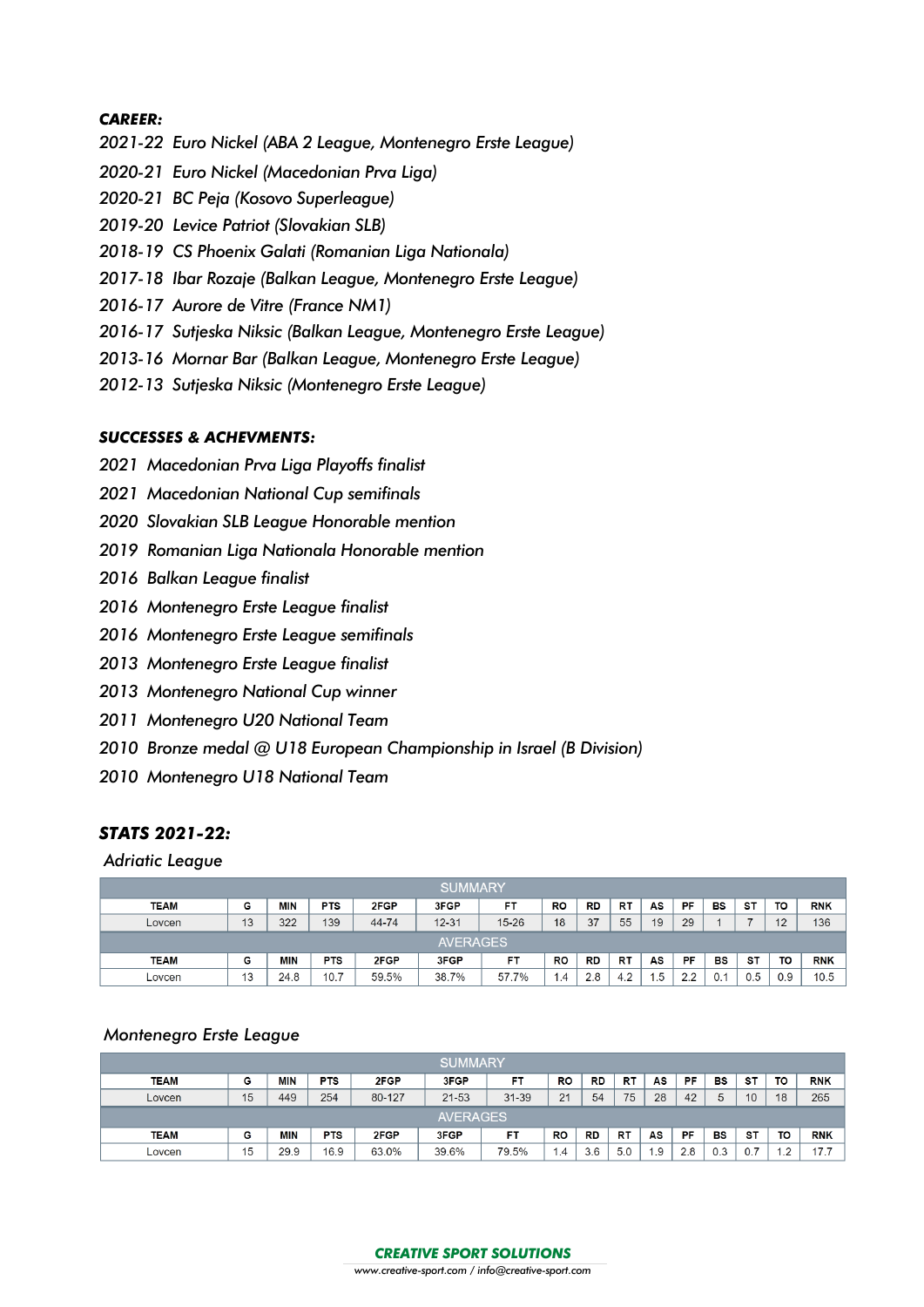***CAREER:***

*2021-22 Euro Nickel (ABA 2 League, Montenegro Erste League)*

*2020-21 Euro Nickel (Macedonian Prva Liga)*

*2020-21 BC Peja (Kosovo Superleague)*

*2019-20 Levice Patriot (Slovakian SLB)*

*2018-19 CS Phoenix Galati (Romanian Liga Nationala)*

*2017-18 Ibar Rozaje (Balkan League, Montenegro Erste League)*

*2016-17 Aurore de Vitre (France NM1)*

*2016-17 Sutjeska Niksic (Balkan League, Montenegro Erste League)*

*2013-16 Mornar Bar (Balkan League, Montenegro Erste League)*

*2012-13 Sutjeska Niksic (Montenegro Erste League)*

***SUCCESSES & ACHEVMENTS:***

*2021 Macedonian Prva Liga Playoffs finalist*

*2021 Macedonian National Cup semifinals*

*2020 Slovakian SLB League Honorable mention*

*2019 Romanian Liga Nationala Honorable mention*

*2016 Balkan League finalist*

*2016 Montenegro Erste League finalist*

*2016 Montenegro Erste League semifinals*

*2013 Montenegro Erste League finalist*

*2013 Montenegro National Cup winner*

*2011 Montenegro U20 National Team*

*2010 Bronze medal @ U18 European Championship in Israel (B Division)*

*2010 Montenegro U18 National Team*

***STATS 2021-22:***

*Adriatic League*

| SUMMARY | | | | | | | | | | | | | | | | |
|---|---|---|---|---|---|---|---|---|---|---|---|---|---|---|---|---|
| TEAM | G | MIN | PTS | 2FGP | 3FGP | FT | RO | RD | RT | AS | PF | BS | ST | TO | RNK |
| Lovcen | 13 | 322 | 139 | 44-74 | 12-31 | 15-26 | 18 | 37 | 55 | 19 | 29 | 1 | 7 | 12 | 136 |
| AVERAGES | | | | | | | | | | | | | | | |
| TEAM | G | MIN | PTS | 2FGP | 3FGP | FT | RO | RD | RT | AS | PF | BS | ST | TO | RNK |
| Lovcen | 13 | 24.8 | 10.7 | 59.5% | 38.7% | 57.7% | 1.4 | 2.8 | 4.2 | 1.5 | 2.2 | 0.1 | 0.5 | 0.9 | 10.5 |

*Montenegro Erste League*

| SUMMARY | | | | | | | | | | | | | | | |
|---|---|---|---|---|---|---|---|---|---|---|---|---|---|---|---|
| TEAM | G | MIN | PTS | 2FGP | 3FGP | FT | RO | RD | RT | AS | PF | BS | ST | TO | RNK |
| Lovcen | 15 | 449 | 254 | 80-127 | 21-53 | 31-39 | 21 | 54 | 75 | 28 | 42 | 5 | 10 | 18 | 265 |
| AVERAGES | | | | | | | | | | | | | | | |
| TEAM | G | MIN | PTS | 2FGP | 3FGP | FT | RO | RD | RT | AS | PF | BS | ST | TO | RNK |
| Lovcen | 15 | 29.9 | 16.9 | 63.0% | 39.6% | 79.5% | 1.4 | 3.6 | 5.0 | 1.9 | 2.8 | 0.3 | 0.7 | 1.2 | 17.7 |